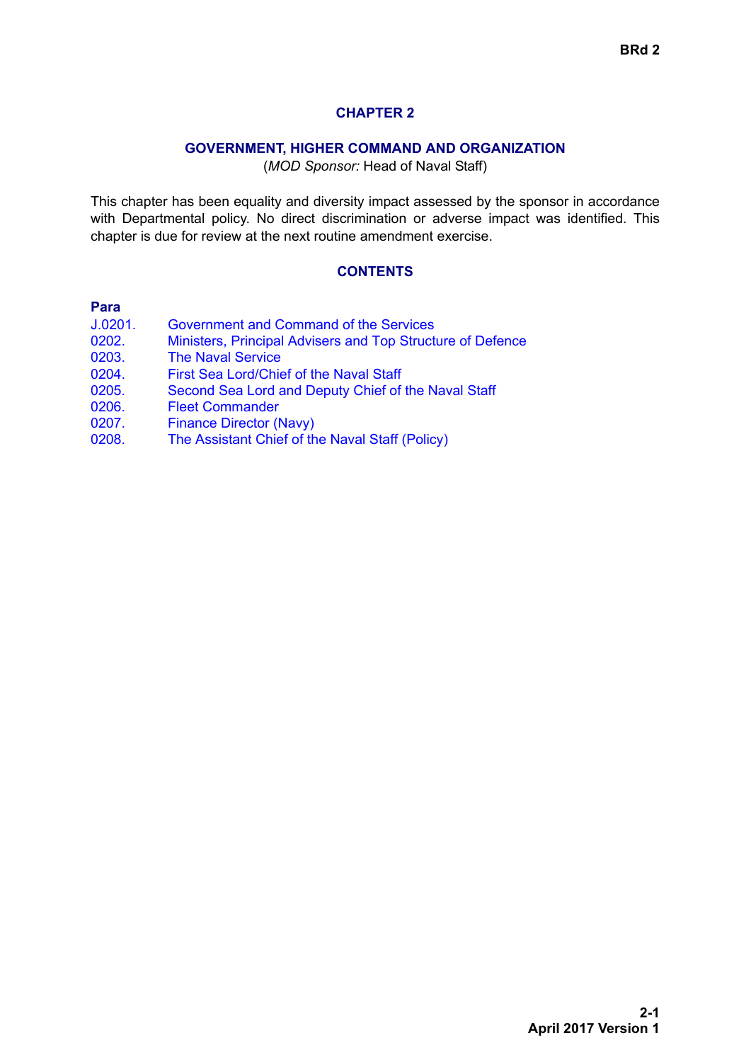# CHAPTER 2

## GOVERNMENT, HIGHER COMMAND AND ORGANIZATION

(*MOD Sponsor:* Head of Naval Staff)

This chapter has been equality and diversity impact assessed by the sponsor in accordance with Departmental policy. No direct discrimination or adverse impact was identified. This chapter is due for review at the next routine amendment exercise.

## CONTENTS

**Para**

| | |
|---|---|
| J.0201. | Government and Command of the Services |
| 0202. | Ministers, Principal Advisers and Top Structure of Defence |
| 0203. | The Naval Service |
| 0204. | First Sea Lord/Chief of the Naval Staff |
| 0205. | Second Sea Lord and Deputy Chief of the Naval Staff |
| 0206. | Fleet Commander |
| 0207. | Finance Director (Navy) |
| 0208. | The Assistant Chief of the Naval Staff (Policy) |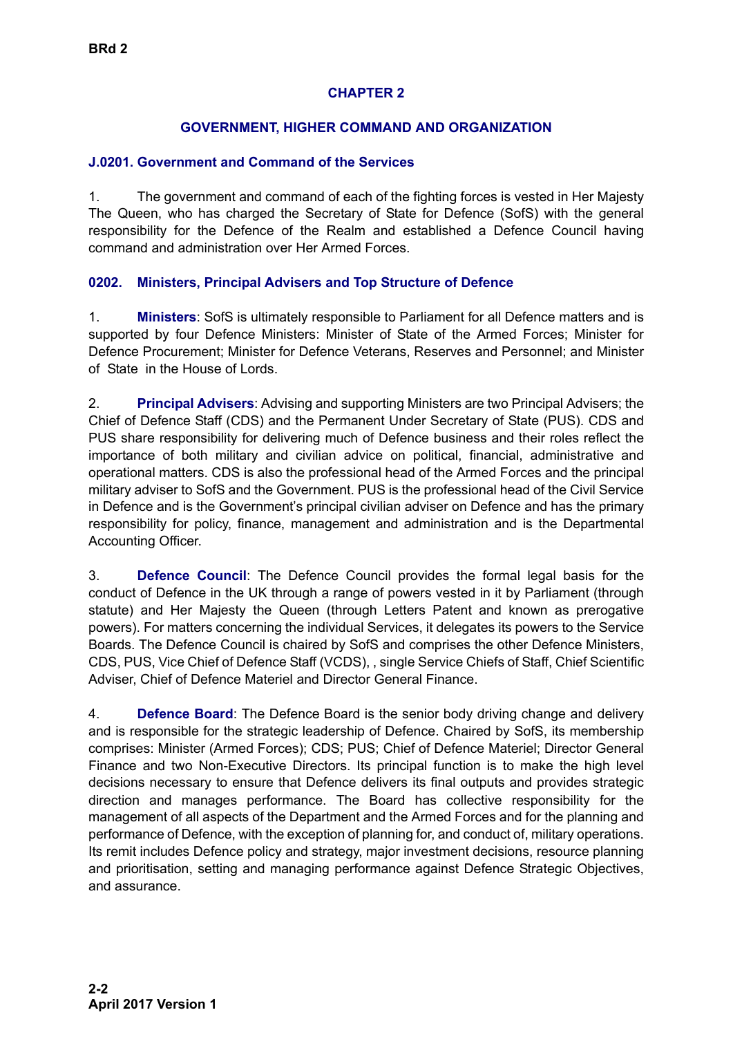## CHAPTER 2

## GOVERNMENT, HIGHER COMMAND AND ORGANIZATION

### J.0201. Government and Command of the Services

1. The government and command of each of the fighting forces is vested in Her Majesty The Queen, who has charged the Secretary of State for Defence (SofS) with the general responsibility for the Defence of the Realm and established a Defence Council having command and administration over Her Armed Forces.

### 0202. Ministers, Principal Advisers and Top Structure of Defence

1. **Ministers**: SofS is ultimately responsible to Parliament for all Defence matters and is supported by four Defence Ministers: Minister of State of the Armed Forces; Minister for Defence Procurement; Minister for Defence Veterans, Reserves and Personnel; and Minister of State in the House of Lords.

2. **Principal Advisers**: Advising and supporting Ministers are two Principal Advisers; the Chief of Defence Staff (CDS) and the Permanent Under Secretary of State (PUS). CDS and PUS share responsibility for delivering much of Defence business and their roles reflect the importance of both military and civilian advice on political, financial, administrative and operational matters. CDS is also the professional head of the Armed Forces and the principal military adviser to SofS and the Government. PUS is the professional head of the Civil Service in Defence and is the Government's principal civilian adviser on Defence and has the primary responsibility for policy, finance, management and administration and is the Departmental Accounting Officer.

3. **Defence Council**: The Defence Council provides the formal legal basis for the conduct of Defence in the UK through a range of powers vested in it by Parliament (through statute) and Her Majesty the Queen (through Letters Patent and known as prerogative powers). For matters concerning the individual Services, it delegates its powers to the Service Boards. The Defence Council is chaired by SofS and comprises the other Defence Ministers, CDS, PUS, Vice Chief of Defence Staff (VCDS), , single Service Chiefs of Staff, Chief Scientific Adviser, Chief of Defence Materiel and Director General Finance.

4. **Defence Board**: The Defence Board is the senior body driving change and delivery and is responsible for the strategic leadership of Defence. Chaired by SofS, its membership comprises: Minister (Armed Forces); CDS; PUS; Chief of Defence Materiel; Director General Finance and two Non-Executive Directors. Its principal function is to make the high level decisions necessary to ensure that Defence delivers its final outputs and provides strategic direction and manages performance. The Board has collective responsibility for the management of all aspects of the Department and the Armed Forces and for the planning and performance of Defence, with the exception of planning for, and conduct of, military operations. Its remit includes Defence policy and strategy, major investment decisions, resource planning and prioritisation, setting and managing performance against Defence Strategic Objectives, and assurance.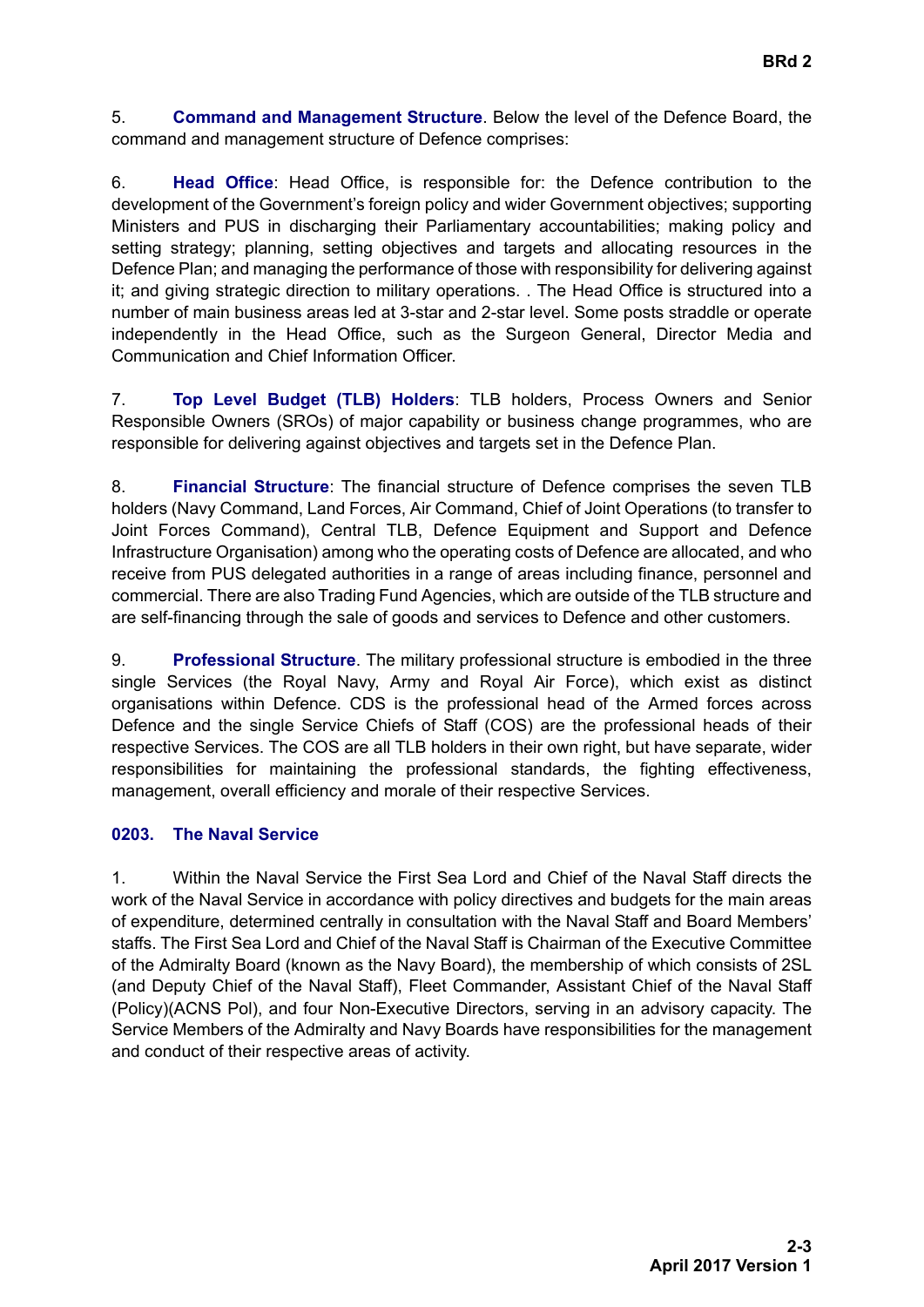5. **Command and Management Structure**. Below the level of the Defence Board, the command and management structure of Defence comprises:

6. **Head Office**: Head Office, is responsible for: the Defence contribution to the development of the Government's foreign policy and wider Government objectives; supporting Ministers and PUS in discharging their Parliamentary accountabilities; making policy and setting strategy; planning, setting objectives and targets and allocating resources in the Defence Plan; and managing the performance of those with responsibility for delivering against it; and giving strategic direction to military operations. . The Head Office is structured into a number of main business areas led at 3-star and 2-star level. Some posts straddle or operate independently in the Head Office, such as the Surgeon General, Director Media and Communication and Chief Information Officer.

7. **Top Level Budget (TLB) Holders**: TLB holders, Process Owners and Senior Responsible Owners (SROs) of major capability or business change programmes, who are responsible for delivering against objectives and targets set in the Defence Plan.

8. **Financial Structure**: The financial structure of Defence comprises the seven TLB holders (Navy Command, Land Forces, Air Command, Chief of Joint Operations (to transfer to Joint Forces Command), Central TLB, Defence Equipment and Support and Defence Infrastructure Organisation) among who the operating costs of Defence are allocated, and who receive from PUS delegated authorities in a range of areas including finance, personnel and commercial. There are also Trading Fund Agencies, which are outside of the TLB structure and are self-financing through the sale of goods and services to Defence and other customers.

9. **Professional Structure**. The military professional structure is embodied in the three single Services (the Royal Navy, Army and Royal Air Force), which exist as distinct organisations within Defence. CDS is the professional head of the Armed forces across Defence and the single Service Chiefs of Staff (COS) are the professional heads of their respective Services. The COS are all TLB holders in their own right, but have separate, wider responsibilities for maintaining the professional standards, the fighting effectiveness, management, overall efficiency and morale of their respective Services.

### 0203. The Naval Service

1. Within the Naval Service the First Sea Lord and Chief of the Naval Staff directs the work of the Naval Service in accordance with policy directives and budgets for the main areas of expenditure, determined centrally in consultation with the Naval Staff and Board Members' staffs. The First Sea Lord and Chief of the Naval Staff is Chairman of the Executive Committee of the Admiralty Board (known as the Navy Board), the membership of which consists of 2SL (and Deputy Chief of the Naval Staff), Fleet Commander, Assistant Chief of the Naval Staff (Policy)(ACNS Pol), and four Non-Executive Directors, serving in an advisory capacity. The Service Members of the Admiralty and Navy Boards have responsibilities for the management and conduct of their respective areas of activity.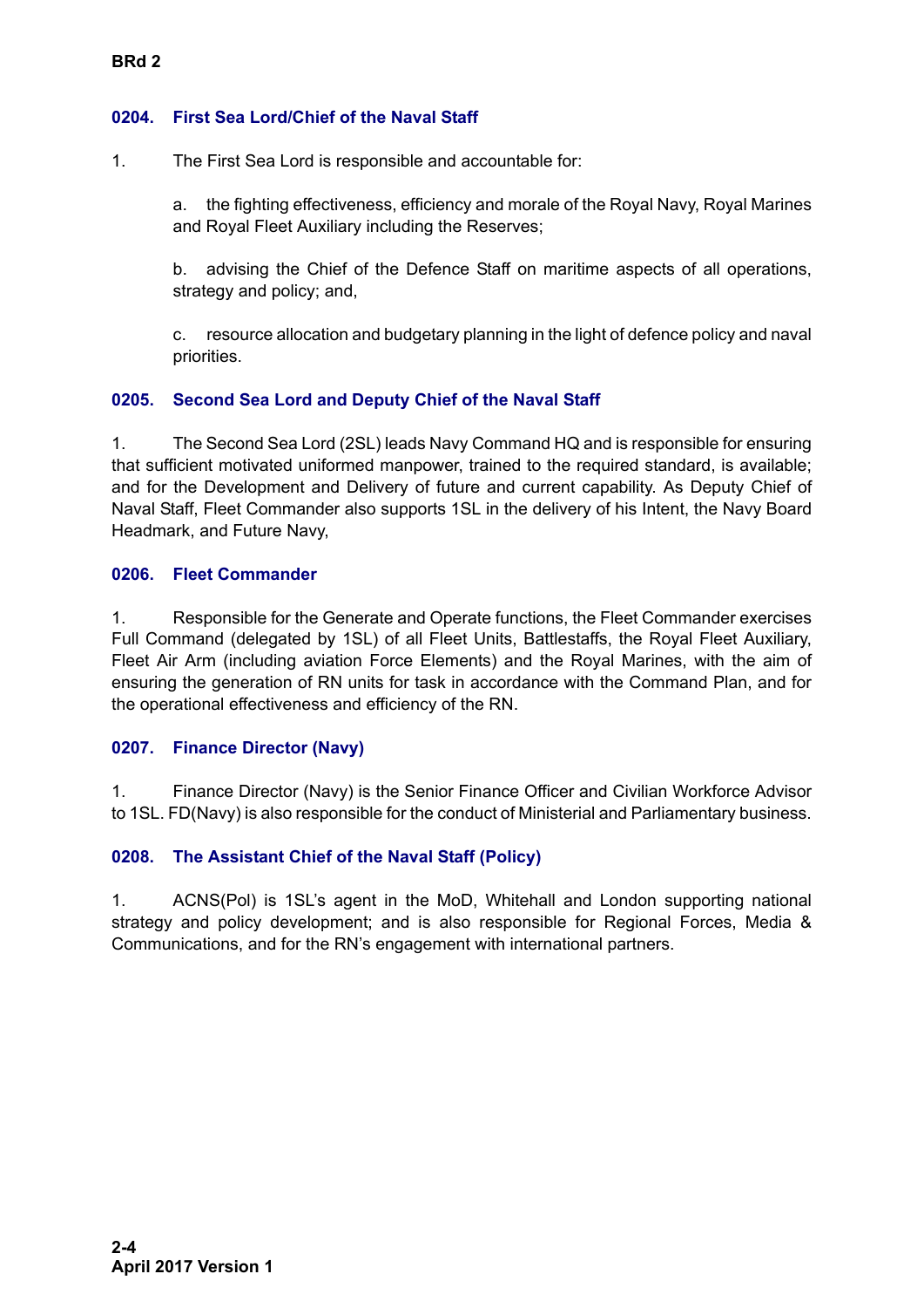### 0204. First Sea Lord/Chief of the Naval Staff

1. The First Sea Lord is responsible and accountable for:

   a. the fighting effectiveness, efficiency and morale of the Royal Navy, Royal Marines and Royal Fleet Auxiliary including the Reserves;

   b. advising the Chief of the Defence Staff on maritime aspects of all operations, strategy and policy; and,

   c. resource allocation and budgetary planning in the light of defence policy and naval priorities.

### 0205. Second Sea Lord and Deputy Chief of the Naval Staff

1. The Second Sea Lord (2SL) leads Navy Command HQ and is responsible for ensuring that sufficient motivated uniformed manpower, trained to the required standard, is available; and for the Development and Delivery of future and current capability. As Deputy Chief of Naval Staff, Fleet Commander also supports 1SL in the delivery of his Intent, the Navy Board Headmark, and Future Navy,

### 0206. Fleet Commander

1. Responsible for the Generate and Operate functions, the Fleet Commander exercises Full Command (delegated by 1SL) of all Fleet Units, Battlestaffs, the Royal Fleet Auxiliary, Fleet Air Arm (including aviation Force Elements) and the Royal Marines, with the aim of ensuring the generation of RN units for task in accordance with the Command Plan, and for the operational effectiveness and efficiency of the RN.

### 0207. Finance Director (Navy)

1. Finance Director (Navy) is the Senior Finance Officer and Civilian Workforce Advisor to 1SL. FD(Navy) is also responsible for the conduct of Ministerial and Parliamentary business.

### 0208. The Assistant Chief of the Naval Staff (Policy)

1. ACNS(Pol) is 1SL's agent in the MoD, Whitehall and London supporting national strategy and policy development; and is also responsible for Regional Forces, Media & Communications, and for the RN's engagement with international partners.